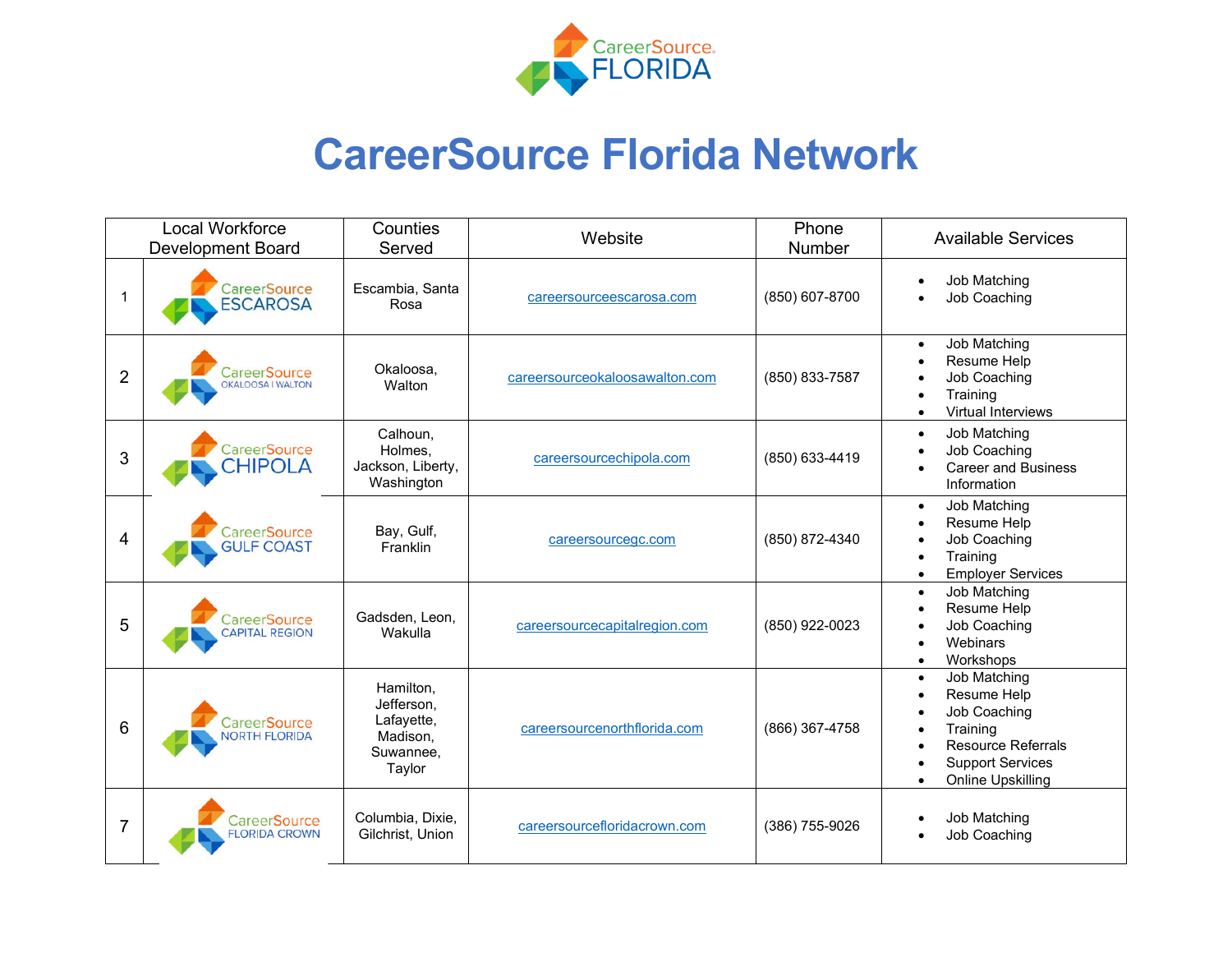# CareerSource Florida Network

| | Local Workforce Development Board | Counties Served | Website | Phone Number | Available Services |
|---|---|---|---|---|---|
| 1 | CareerSource ESCAROSA | Escambia, Santa Rosa | careersourceescarosa.com | (850) 607-8700 | • Job Matching<br>• Job Coaching |
| 2 | CareerSource OKALOOSA \| WALTON | Okaloosa, Walton | careersourceokaloosawalton.com | (850) 833-7587 | • Job Matching<br>• Resume Help<br>• Job Coaching<br>• Training<br>• Virtual Interviews |
| 3 | CareerSource CHIPOLA | Calhoun, Holmes, Jackson, Liberty, Washington | careersourcechipola.com | (850) 633-4419 | • Job Matching<br>• Job Coaching<br>• Career and Business Information |
| 4 | CareerSource GULF COAST | Bay, Gulf, Franklin | careersourcegc.com | (850) 872-4340 | • Job Matching<br>• Resume Help<br>• Job Coaching<br>• Training<br>• Employer Services |
| 5 | CareerSource CAPITAL REGION | Gadsden, Leon, Wakulla | careersourcecapitalregion.com | (850) 922-0023 | • Job Matching<br>• Resume Help<br>• Job Coaching<br>• Webinars<br>• Workshops |
| 6 | CareerSource NORTH FLORIDA | Hamilton, Jefferson, Lafayette, Madison, Suwannee, Taylor | careersourcenorthflorida.com | (866) 367-4758 | • Job Matching<br>• Resume Help<br>• Job Coaching<br>• Training<br>• Resource Referrals<br>• Support Services<br>• Online Upskilling |
| 7 | CareerSource FLORIDA CROWN | Columbia, Dixie, Gilchrist, Union | careersourcefloridacrown.com | (386) 755-9026 | • Job Matching<br>• Job Coaching |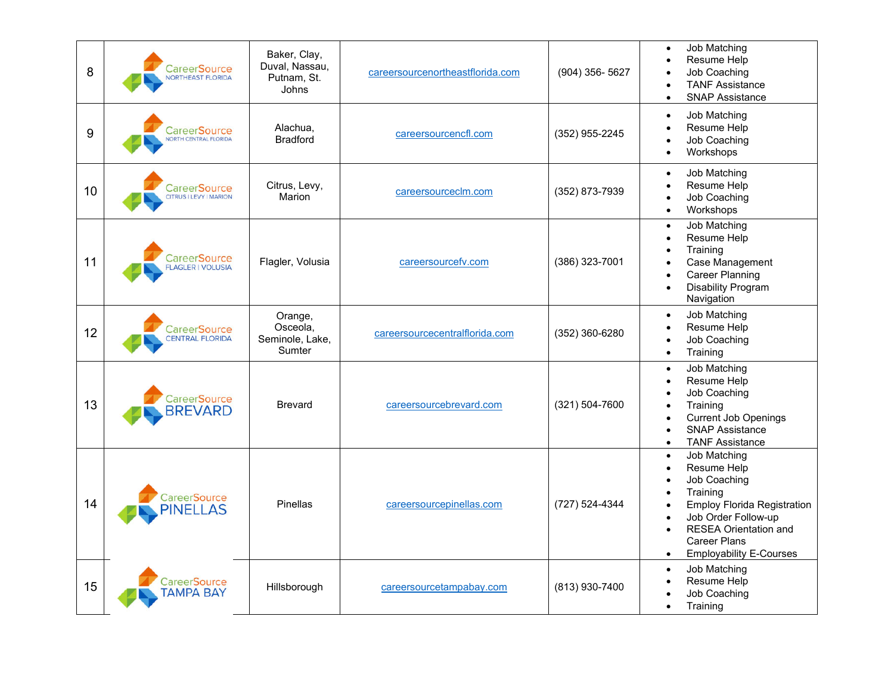| 8 | CareerSource NORTHEAST FLORIDA | Baker, Clay, Duval, Nassau, Putnam, St. Johns | careersourcenortheastflorida.com | (904) 356- 5627 | • Job Matching<br>• Resume Help<br>• Job Coaching<br>• TANF Assistance<br>• SNAP Assistance |
|---|---|---|---|---|---|
| 9 | CareerSource NORTH CENTRAL FLORIDA | Alachua, Bradford | careersourcencfl.com | (352) 955-2245 | • Job Matching<br>• Resume Help<br>• Job Coaching<br>• Workshops |
| 10 | CareerSource CITRUS \| LEVY \| MARION | Citrus, Levy, Marion | careersourceclm.com | (352) 873-7939 | • Job Matching<br>• Resume Help<br>• Job Coaching<br>• Workshops |
| 11 | CareerSource FLAGLER \| VOLUSIA | Flagler, Volusia | careersourcefv.com | (386) 323-7001 | • Job Matching<br>• Resume Help<br>• Training<br>• Case Management<br>• Career Planning<br>• Disability Program Navigation |
| 12 | CareerSource CENTRAL FLORIDA | Orange, Osceola, Seminole, Lake, Sumter | careersourcecentralflorida.com | (352) 360-6280 | • Job Matching<br>• Resume Help<br>• Job Coaching<br>• Training |
| 13 | CareerSource BREVARD | Brevard | careersourcebrevard.com | (321) 504-7600 | • Job Matching<br>• Resume Help<br>• Job Coaching<br>• Training<br>• Current Job Openings<br>• SNAP Assistance<br>• TANF Assistance |
| 14 | CareerSource PINELLAS | Pinellas | careersourcepinellas.com | (727) 524-4344 | • Job Matching<br>• Resume Help<br>• Job Coaching<br>• Training<br>• Employ Florida Registration<br>• Job Order Follow-up<br>• RESEA Orientation and Career Plans<br>• Employability E-Courses |
| 15 | CareerSource TAMPA BAY | Hillsborough | careersourcetampabay.com | (813) 930-7400 | • Job Matching<br>• Resume Help<br>• Job Coaching<br>• Training |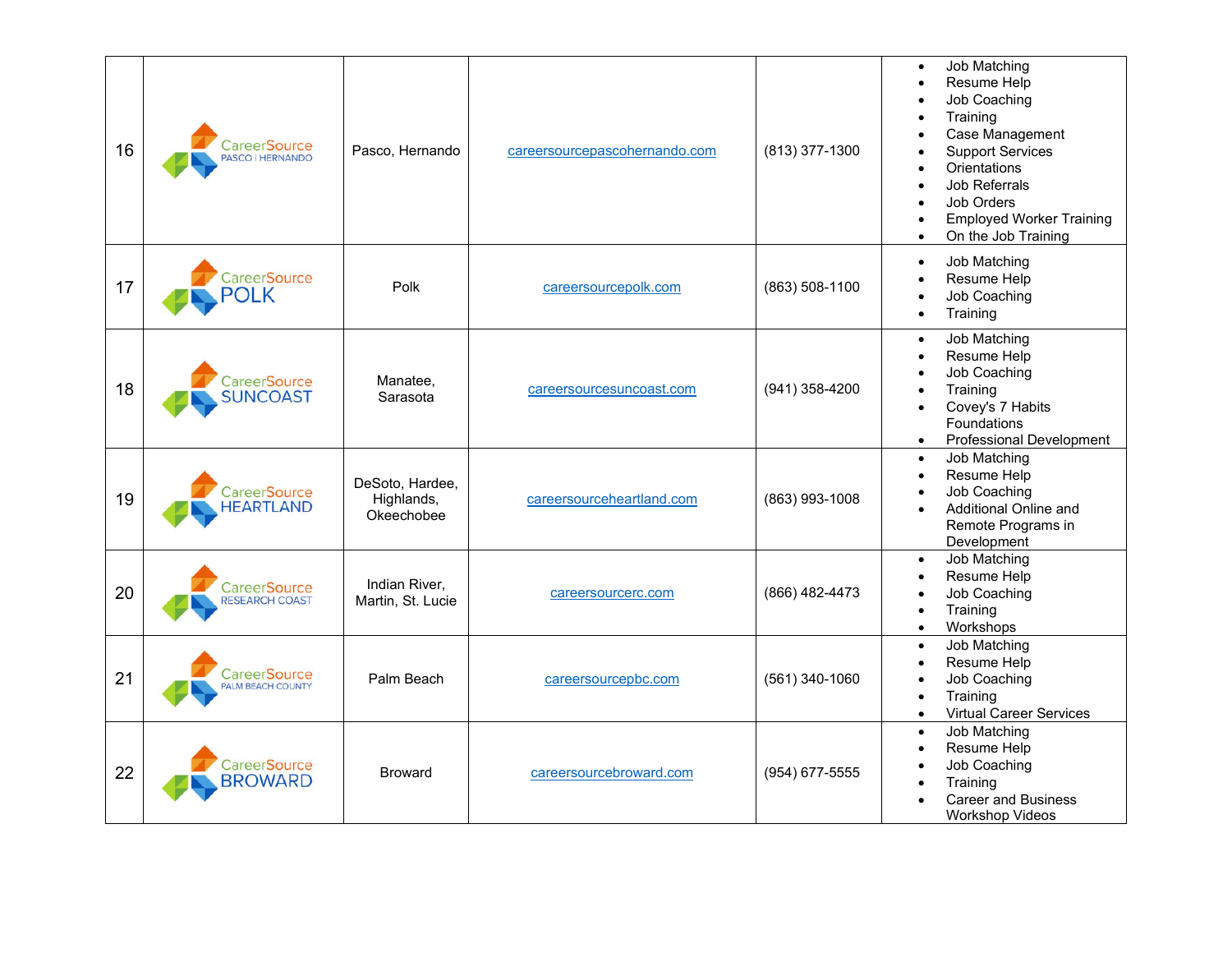| 16 | CareerSource PASCO \| HERNANDO | Pasco, Hernando | [careersourcepascohernando.com](careersourcepascohernando.com) | (813) 377-1300 | • Job Matching<br>• Resume Help<br>• Job Coaching<br>• Training<br>• Case Management<br>• Support Services<br>• Orientations<br>• Job Referrals<br>• Job Orders<br>• Employed Worker Training<br>• On the Job Training |
|---|---|---|---|---|---|
| 17 | CareerSource POLK | Polk | [careersourcepolk.com](careersourcepolk.com) | (863) 508-1100 | • Job Matching<br>• Resume Help<br>• Job Coaching<br>• Training |
| 18 | CareerSource SUNCOAST | Manatee, Sarasota | [careersourcesuncoast.com](careersourcesuncoast.com) | (941) 358-4200 | • Job Matching<br>• Resume Help<br>• Job Coaching<br>• Training<br>• Covey's 7 Habits Foundations<br>• Professional Development |
| 19 | CareerSource HEARTLAND | DeSoto, Hardee, Highlands, Okeechobee | [careersourceheartland.com](careersourceheartland.com) | (863) 993-1008 | • Job Matching<br>• Resume Help<br>• Job Coaching<br>• Additional Online and Remote Programs in Development |
| 20 | CareerSource RESEARCH COAST | Indian River, Martin, St. Lucie | [careersourcerc.com](careersourcerc.com) | (866) 482-4473 | • Job Matching<br>• Resume Help<br>• Job Coaching<br>• Training<br>• Workshops |
| 21 | CareerSource PALM BEACH COUNTY | Palm Beach | [careersourcepbc.com](careersourcepbc.com) | (561) 340-1060 | • Job Matching<br>• Resume Help<br>• Job Coaching<br>• Training<br>• Virtual Career Services |
| 22 | CareerSource BROWARD | Broward | [careersourcebroward.com](careersourcebroward.com) | (954) 677-5555 | • Job Matching<br>• Resume Help<br>• Job Coaching<br>• Training<br>• Career and Business Workshop Videos |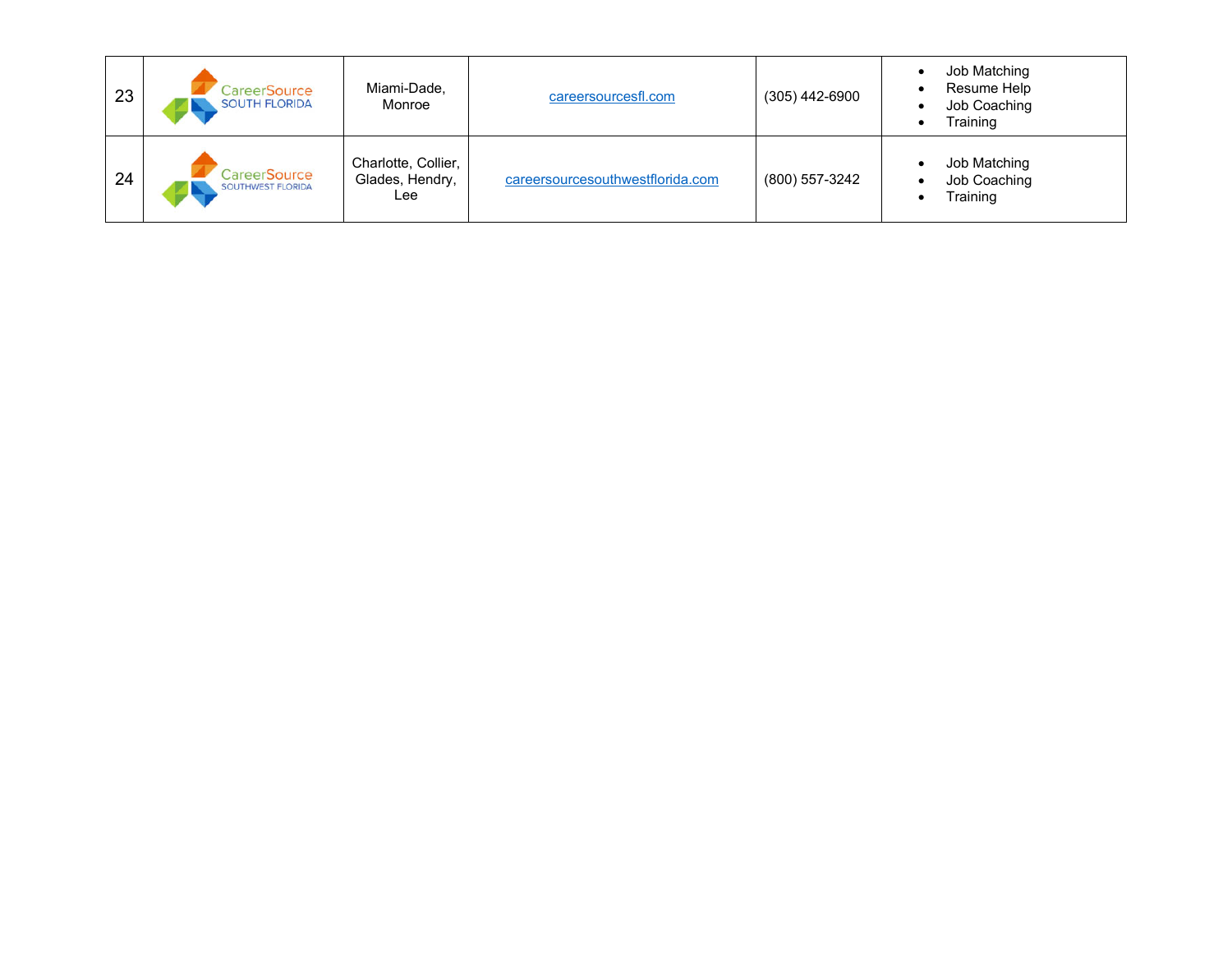| | | | | | |
|---|---|---|---|---|---|
| 23 | CareerSource SOUTH FLORIDA | Miami-Dade, Monroe | careersourcesfl.com | (305) 442-6900 | • Job Matching<br>• Resume Help<br>• Job Coaching<br>• Training |
| 24 | CareerSource SOUTHWEST FLORIDA | Charlotte, Collier, Glades, Hendry, Lee | careersourcesouthwestflorida.com | (800) 557-3242 | • Job Matching<br>• Job Coaching<br>• Training |